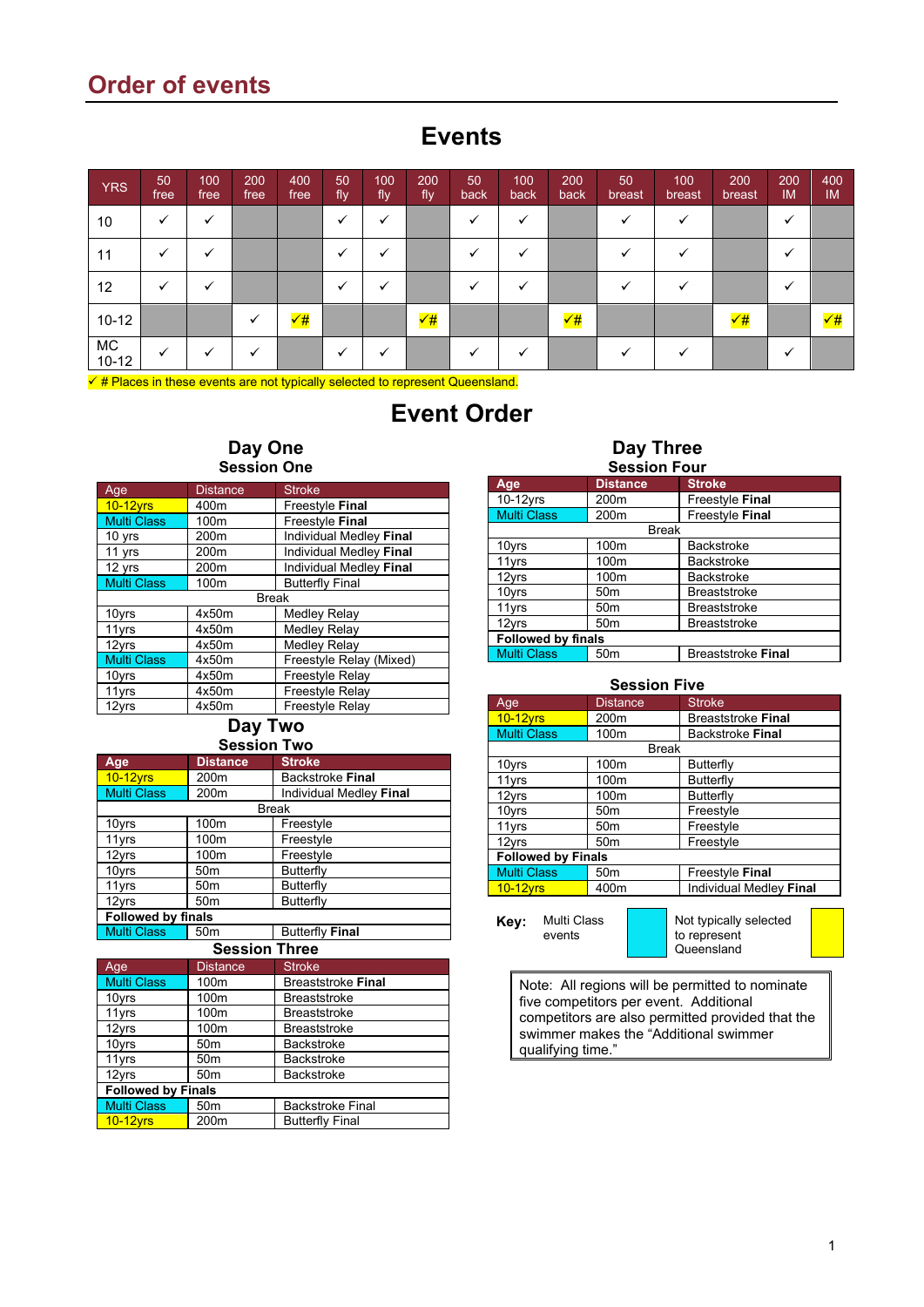# Order of events

## Events

| YRS | 50 free | 100 free | 200 free | 400 free | 50 fly | 100 fly | 200 fly | 50 back | 100 back | 200 back | 50 breast | 100 breast | 200 breast | 200 IM | 400 IM |
|---|---|---|---|---|---|---|---|---|---|---|---|---|---|---|---|
| 10 | ✓ | ✓ | | | ✓ | ✓ | | ✓ | ✓ | | ✓ | ✓ | | ✓ | |
| 11 | ✓ | ✓ | | | ✓ | ✓ | | ✓ | ✓ | | ✓ | ✓ | | ✓ | |
| 12 | ✓ | ✓ | | | ✓ | ✓ | | ✓ | ✓ | | ✓ | ✓ | | ✓ | |
| 10-12 | | | ✓ | ✓# | | | ✓# | | | ✓# | | | ✓# | | ✓# |
| MC 10-12 | ✓ | ✓ | ✓ | | ✓ | ✓ | | ✓ | ✓ | | ✓ | ✓ | | ✓ | |

✓ # Places in these events are not typically selected to represent Queensland.

## Event Order

### Day One

#### Session One

| Age | Distance | Stroke |
|---|---|---|
| 10-12yrs | 400m | Freestyle **Final** |
| Multi Class | 100m | Freestyle **Final** |
| 10 yrs | 200m | Individual Medley **Final** |
| 11 yrs | 200m | Individual Medley **Final** |
| 12 yrs | 200m | Individual Medley **Final** |
| Multi Class | 100m | Butterfly Final |
| | Break | |
| 10yrs | 4x50m | Medley Relay |
| 11yrs | 4x50m | Medley Relay |
| 12yrs | 4x50m | Medley Relay |
| Multi Class | 4x50m | Freestyle Relay (Mixed) |
| 10yrs | 4x50m | Freestyle Relay |
| 11yrs | 4x50m | Freestyle Relay |
| 12yrs | 4x50m | Freestyle Relay |

### Day Two

#### Session Two

| Age | Distance | Stroke |
|---|---|---|
| 10-12yrs | 200m | Backstroke **Final** |
| Multi Class | 200m | Individual Medley **Final** |
| | Break | |
| 10yrs | 100m | Freestyle |
| 11yrs | 100m | Freestyle |
| 12yrs | 100m | Freestyle |
| 10yrs | 50m | Butterfly |
| 11yrs | 50m | Butterfly |
| 12yrs | 50m | Butterfly |
| **Followed by finals** | | |
| Multi Class | 50m | Butterfly **Final** |

#### Session Three

| Age | Distance | Stroke |
|---|---|---|
| Multi Class | 100m | Breaststroke **Final** |
| 10yrs | 100m | Breaststroke |
| 11yrs | 100m | Breaststroke |
| 12yrs | 100m | Breaststroke |
| 10yrs | 50m | Backstroke |
| 11yrs | 50m | Backstroke |
| 12yrs | 50m | Backstroke |
| **Followed by Finals** | | |
| Multi Class | 50m | Backstroke Final |
| 10-12yrs | 200m | Butterfly Final |

### Day Three

#### Session Four

| Age | Distance | Stroke |
|---|---|---|
| 10-12yrs | 200m | Freestyle **Final** |
| Multi Class | 200m | Freestyle **Final** |
| | Break | |
| 10yrs | 100m | Backstroke |
| 11yrs | 100m | Backstroke |
| 12yrs | 100m | Backstroke |
| 10yrs | 50m | Breaststroke |
| 11yrs | 50m | Breaststroke |
| 12yrs | 50m | Breaststroke |
| **Followed by finals** | | |
| Multi Class | 50m | Breaststroke **Final** |

#### Session Five

| Age | Distance | Stroke |
|---|---|---|
| 10-12yrs | 200m | Breaststroke **Final** |
| Multi Class | 100m | Backstroke **Final** |
| | Break | |
| 10yrs | 100m | Butterfly |
| 11yrs | 100m | Butterfly |
| 12yrs | 100m | Butterfly |
| 10yrs | 50m | Freestyle |
| 11yrs | 50m | Freestyle |
| 12yrs | 50m | Freestyle |
| **Followed by Finals** | | |
| Multi Class | 50m | Freestyle **Final** |
| 10-12yrs | 400m | Individual Medley **Final** |

**Key:** Multi Class events (cyan) | Not typically selected to represent Queensland (yellow)

Note: All regions will be permitted to nominate five competitors per event. Additional competitors are also permitted provided that the swimmer makes the "Additional swimmer qualifying time."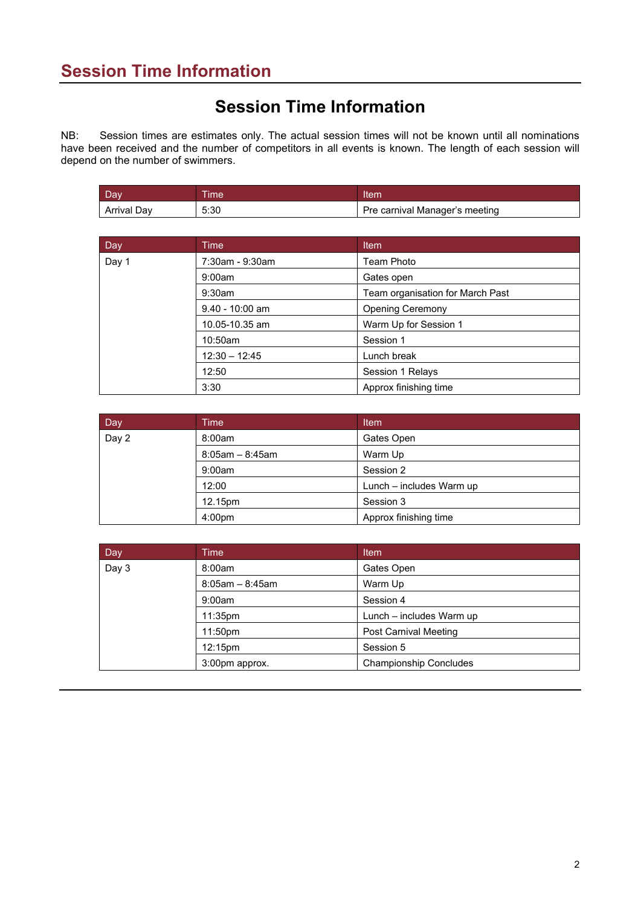## Session Time Information

# Session Time Information

NB: Session times are estimates only. The actual session times will not be known until all nominations have been received and the number of competitors in all events is known. The length of each session will depend on the number of swimmers.

| Day | Time | Item |
|---|---|---|
| Arrival Day | 5:30 | Pre carnival Manager's meeting |

| Day | Time | Item |
|---|---|---|
| Day 1 | 7:30am - 9:30am | Team Photo |
| | 9:00am | Gates open |
| | 9:30am | Team organisation for March Past |
| | 9.40 - 10:00 am | Opening Ceremony |
| | 10.05-10.35 am | Warm Up for Session 1 |
| | 10:50am | Session 1 |
| | 12:30 – 12:45 | Lunch break |
| | 12:50 | Session 1 Relays |
| | 3:30 | Approx finishing time |

| Day | Time | Item |
|---|---|---|
| Day 2 | 8:00am | Gates Open |
| | 8:05am – 8:45am | Warm Up |
| | 9:00am | Session 2 |
| | 12:00 | Lunch – includes Warm up |
| | 12.15pm | Session 3 |
| | 4:00pm | Approx finishing time |

| Day | Time | Item |
|---|---|---|
| Day 3 | 8:00am | Gates Open |
| | 8:05am – 8:45am | Warm Up |
| | 9:00am | Session 4 |
| | 11:35pm | Lunch – includes Warm up |
| | 11:50pm | Post Carnival Meeting |
| | 12:15pm | Session 5 |
| | 3:00pm approx. | Championship Concludes |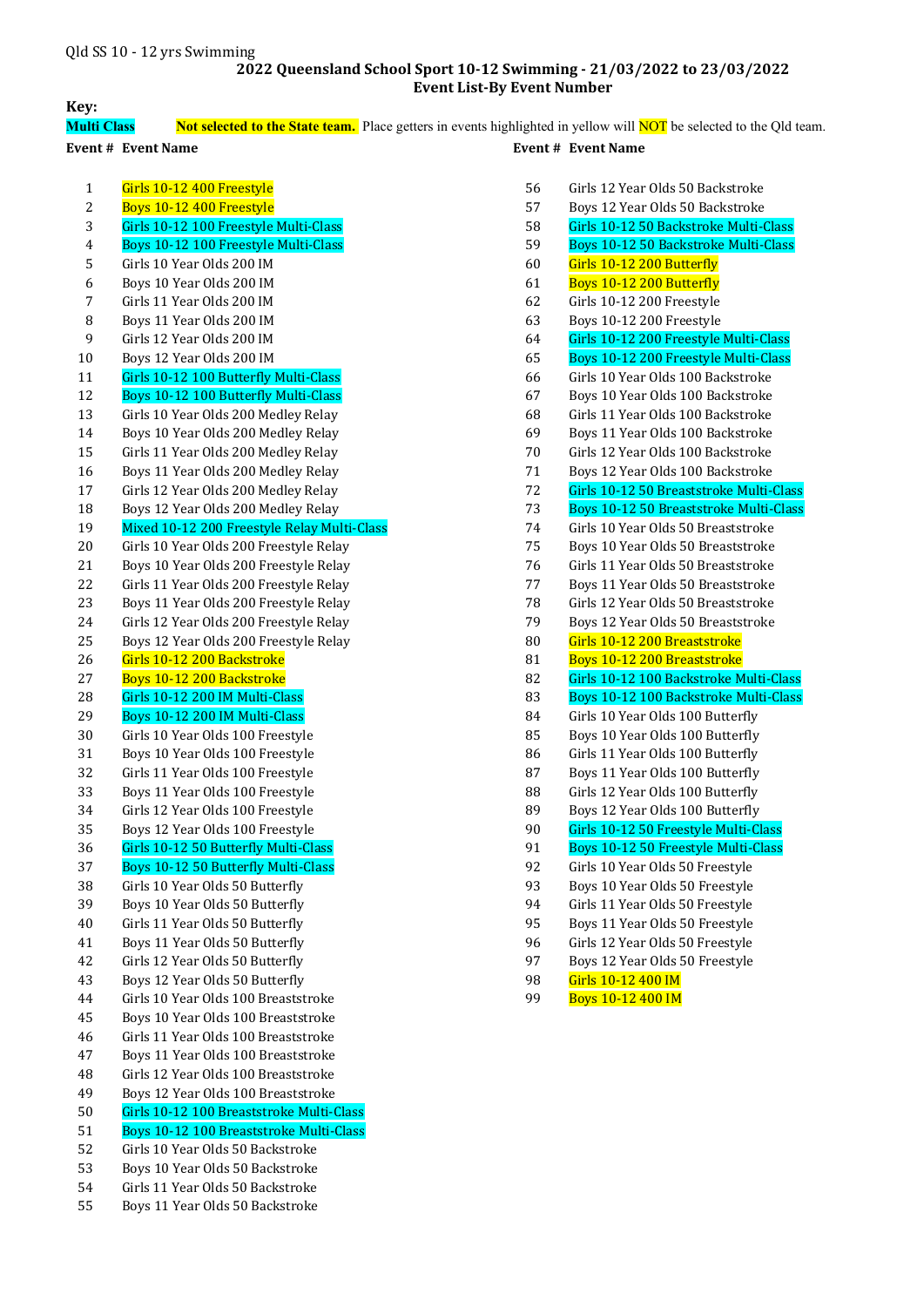Qld SS 10 - 12 yrs Swimming

## 2022 Queensland School Sport 10-12 Swimming - 21/03/2022 to 23/03/2022
## Event List-By Event Number

**Key:**

**Multi Class** **Not selected to the State team.** Place getters in events highlighted in yellow will NOT be selected to the Qld team.

| Event # | Event Name |
|---|---|
| 1 | Girls 10-12 400 Freestyle |
| 2 | Boys 10-12 400 Freestyle |
| 3 | Girls 10-12 100 Freestyle Multi-Class |
| 4 | Boys 10-12 100 Freestyle Multi-Class |
| 5 | Girls 10 Year Olds 200 IM |
| 6 | Boys 10 Year Olds 200 IM |
| 7 | Girls 11 Year Olds 200 IM |
| 8 | Boys 11 Year Olds 200 IM |
| 9 | Girls 12 Year Olds 200 IM |
| 10 | Boys 12 Year Olds 200 IM |
| 11 | Girls 10-12 100 Butterfly Multi-Class |
| 12 | Boys 10-12 100 Butterfly Multi-Class |
| 13 | Girls 10 Year Olds 200 Medley Relay |
| 14 | Boys 10 Year Olds 200 Medley Relay |
| 15 | Girls 11 Year Olds 200 Medley Relay |
| 16 | Boys 11 Year Olds 200 Medley Relay |
| 17 | Girls 12 Year Olds 200 Medley Relay |
| 18 | Boys 12 Year Olds 200 Medley Relay |
| 19 | Mixed 10-12 200 Freestyle Relay Multi-Class |
| 20 | Girls 10 Year Olds 200 Freestyle Relay |
| 21 | Boys 10 Year Olds 200 Freestyle Relay |
| 22 | Girls 11 Year Olds 200 Freestyle Relay |
| 23 | Boys 11 Year Olds 200 Freestyle Relay |
| 24 | Girls 12 Year Olds 200 Freestyle Relay |
| 25 | Boys 12 Year Olds 200 Freestyle Relay |
| 26 | Girls 10-12 200 Backstroke |
| 27 | Boys 10-12 200 Backstroke |
| 28 | Girls 10-12 200 IM Multi-Class |
| 29 | Boys 10-12 200 IM Multi-Class |
| 30 | Girls 10 Year Olds 100 Freestyle |
| 31 | Boys 10 Year Olds 100 Freestyle |
| 32 | Girls 11 Year Olds 100 Freestyle |
| 33 | Boys 11 Year Olds 100 Freestyle |
| 34 | Girls 12 Year Olds 100 Freestyle |
| 35 | Boys 12 Year Olds 100 Freestyle |
| 36 | Girls 10-12 50 Butterfly Multi-Class |
| 37 | Boys 10-12 50 Butterfly Multi-Class |
| 38 | Girls 10 Year Olds 50 Butterfly |
| 39 | Boys 10 Year Olds 50 Butterfly |
| 40 | Girls 11 Year Olds 50 Butterfly |
| 41 | Boys 11 Year Olds 50 Butterfly |
| 42 | Girls 12 Year Olds 50 Butterfly |
| 43 | Boys 12 Year Olds 50 Butterfly |
| 44 | Girls 10 Year Olds 100 Breaststroke |
| 45 | Boys 10 Year Olds 100 Breaststroke |
| 46 | Girls 11 Year Olds 100 Breaststroke |
| 47 | Boys 11 Year Olds 100 Breaststroke |
| 48 | Girls 12 Year Olds 100 Breaststroke |
| 49 | Boys 12 Year Olds 100 Breaststroke |
| 50 | Girls 10-12 100 Breaststroke Multi-Class |
| 51 | Boys 10-12 100 Breaststroke Multi-Class |
| 52 | Girls 10 Year Olds 50 Backstroke |
| 53 | Boys 10 Year Olds 50 Backstroke |
| 54 | Girls 11 Year Olds 50 Backstroke |
| 55 | Boys 11 Year Olds 50 Backstroke |
| 56 | Girls 12 Year Olds 50 Backstroke |
| 57 | Boys 12 Year Olds 50 Backstroke |
| 58 | Girls 10-12 50 Backstroke Multi-Class |
| 59 | Boys 10-12 50 Backstroke Multi-Class |
| 60 | Girls 10-12 200 Butterfly |
| 61 | Boys 10-12 200 Butterfly |
| 62 | Girls 10-12 200 Freestyle |
| 63 | Boys 10-12 200 Freestyle |
| 64 | Girls 10-12 200 Freestyle Multi-Class |
| 65 | Boys 10-12 200 Freestyle Multi-Class |
| 66 | Girls 10 Year Olds 100 Backstroke |
| 67 | Boys 10 Year Olds 100 Backstroke |
| 68 | Girls 11 Year Olds 100 Backstroke |
| 69 | Boys 11 Year Olds 100 Backstroke |
| 70 | Girls 12 Year Olds 100 Backstroke |
| 71 | Boys 12 Year Olds 100 Backstroke |
| 72 | Girls 10-12 50 Breaststroke Multi-Class |
| 73 | Boys 10-12 50 Breaststroke Multi-Class |
| 74 | Girls 10 Year Olds 50 Breaststroke |
| 75 | Boys 10 Year Olds 50 Breaststroke |
| 76 | Girls 11 Year Olds 50 Breaststroke |
| 77 | Boys 11 Year Olds 50 Breaststroke |
| 78 | Girls 12 Year Olds 50 Breaststroke |
| 79 | Boys 12 Year Olds 50 Breaststroke |
| 80 | Girls 10-12 200 Breaststroke |
| 81 | Boys 10-12 200 Breaststroke |
| 82 | Girls 10-12 100 Backstroke Multi-Class |
| 83 | Boys 10-12 100 Backstroke Multi-Class |
| 84 | Girls 10 Year Olds 100 Butterfly |
| 85 | Boys 10 Year Olds 100 Butterfly |
| 86 | Girls 11 Year Olds 100 Butterfly |
| 87 | Boys 11 Year Olds 100 Butterfly |
| 88 | Girls 12 Year Olds 100 Butterfly |
| 89 | Boys 12 Year Olds 100 Butterfly |
| 90 | Girls 10-12 50 Freestyle Multi-Class |
| 91 | Boys 10-12 50 Freestyle Multi-Class |
| 92 | Girls 10 Year Olds 50 Freestyle |
| 93 | Boys 10 Year Olds 50 Freestyle |
| 94 | Girls 11 Year Olds 50 Freestyle |
| 95 | Boys 11 Year Olds 50 Freestyle |
| 96 | Girls 12 Year Olds 50 Freestyle |
| 97 | Boys 12 Year Olds 50 Freestyle |
| 98 | Girls 10-12 400 IM |
| 99 | Boys 10-12 400 IM |